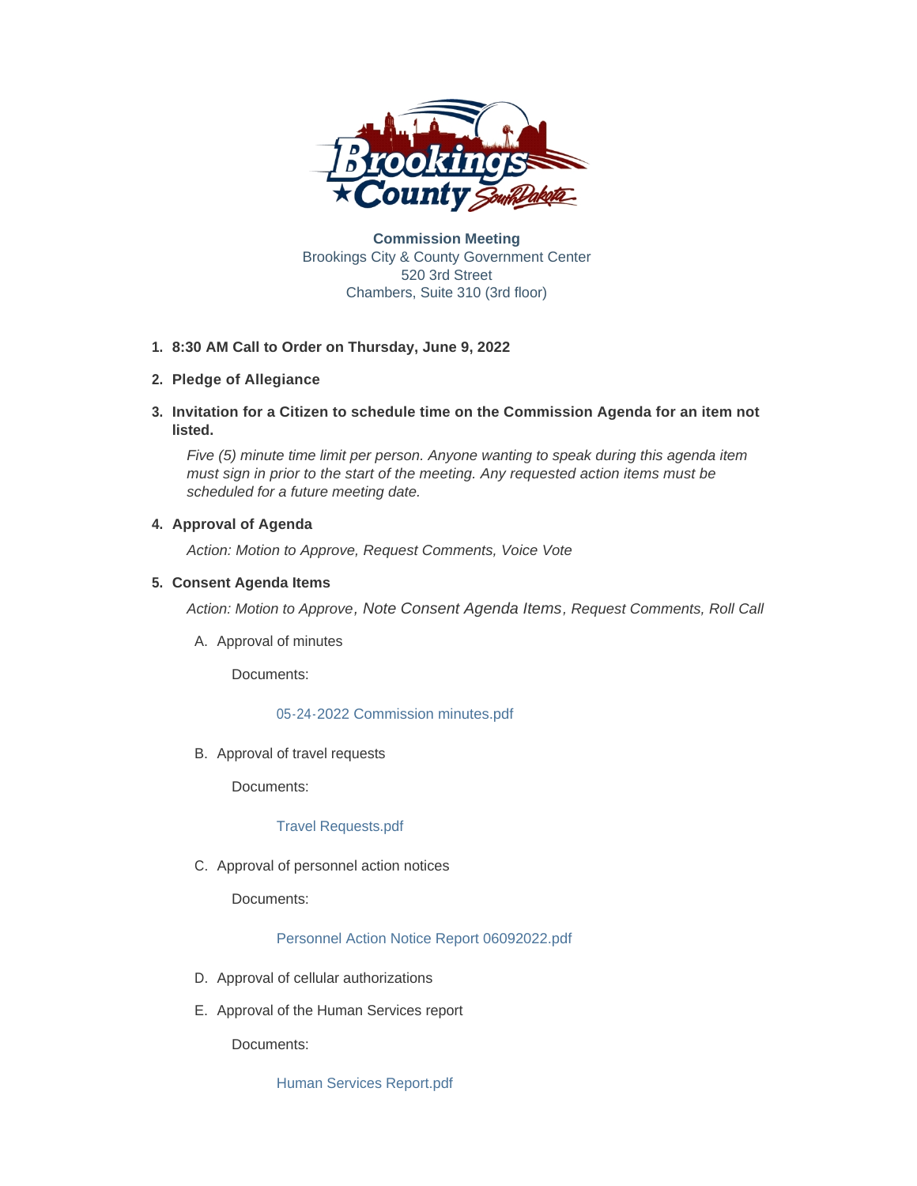**Commission Meeting**
Brookings City & County Government Center
520 3rd Street
Chambers, Suite 310 (3rd floor)

1. **8:30 AM Call to Order on Thursday, June 9, 2022**
2. **Pledge of Allegiance**
3. **Invitation for a Citizen to schedule time on the Commission Agenda for an item not listed.**

   *Five (5) minute time limit per person. Anyone wanting to speak during this agenda item must sign in prior to the start of the meeting. Any requested action items must be scheduled for a future meeting date.*

4. **Approval of Agenda**

   *Action: Motion to Approve, Request Comments, Voice Vote*

5. **Consent Agenda Items**

   *Action: Motion to Approve, Note Consent Agenda Items, Request Comments, Roll Call*

   A. Approval of minutes

      Documents:

      05-24-2022 Commission minutes.pdf

   B. Approval of travel requests

      Documents:

      Travel Requests.pdf

   C. Approval of personnel action notices

      Documents:

      Personnel Action Notice Report 06092022.pdf

   D. Approval of cellular authorizations

   E. Approval of the Human Services report

      Documents:

      Human Services Report.pdf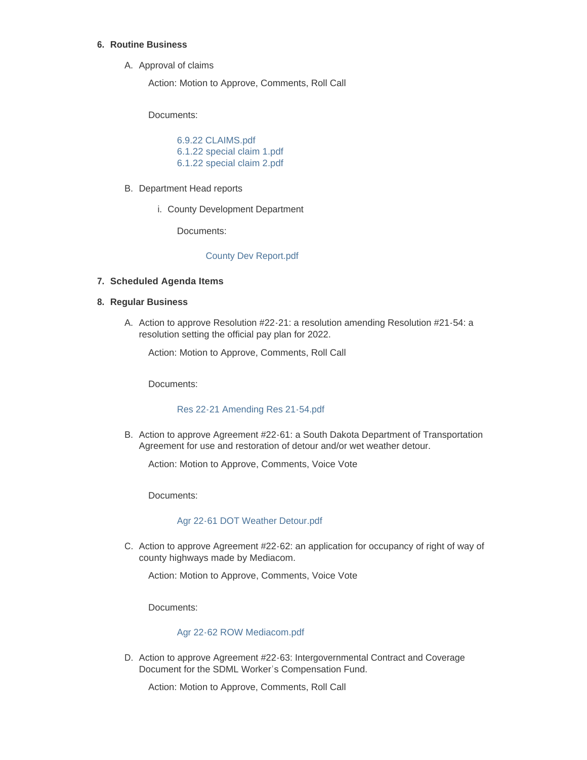6. **Routine Business**

   A. Approval of claims

      Action: Motion to Approve, Comments, Roll Call

      Documents:

         6.9.22 CLAIMS.pdf
         6.1.22 special claim 1.pdf
         6.1.22 special claim 2.pdf

   B. Department Head reports

      i. County Development Department

         Documents:

            County Dev Report.pdf

7. **Scheduled Agenda Items**

8. **Regular Business**

   A. Action to approve Resolution #22-21: a resolution amending Resolution #21-54: a resolution setting the official pay plan for 2022.

      Action: Motion to Approve, Comments, Roll Call

      Documents:

         Res 22-21 Amending Res 21-54.pdf

   B. Action to approve Agreement #22-61: a South Dakota Department of Transportation Agreement for use and restoration of detour and/or wet weather detour.

      Action: Motion to Approve, Comments, Voice Vote

      Documents:

         Agr 22-61 DOT Weather Detour.pdf

   C. Action to approve Agreement #22-62: an application for occupancy of right of way of county highways made by Mediacom.

      Action: Motion to Approve, Comments, Voice Vote

      Documents:

         Agr 22-62 ROW Mediacom.pdf

   D. Action to approve Agreement #22-63: Intergovernmental Contract and Coverage Document for the SDML Worker's Compensation Fund.

      Action: Motion to Approve, Comments, Roll Call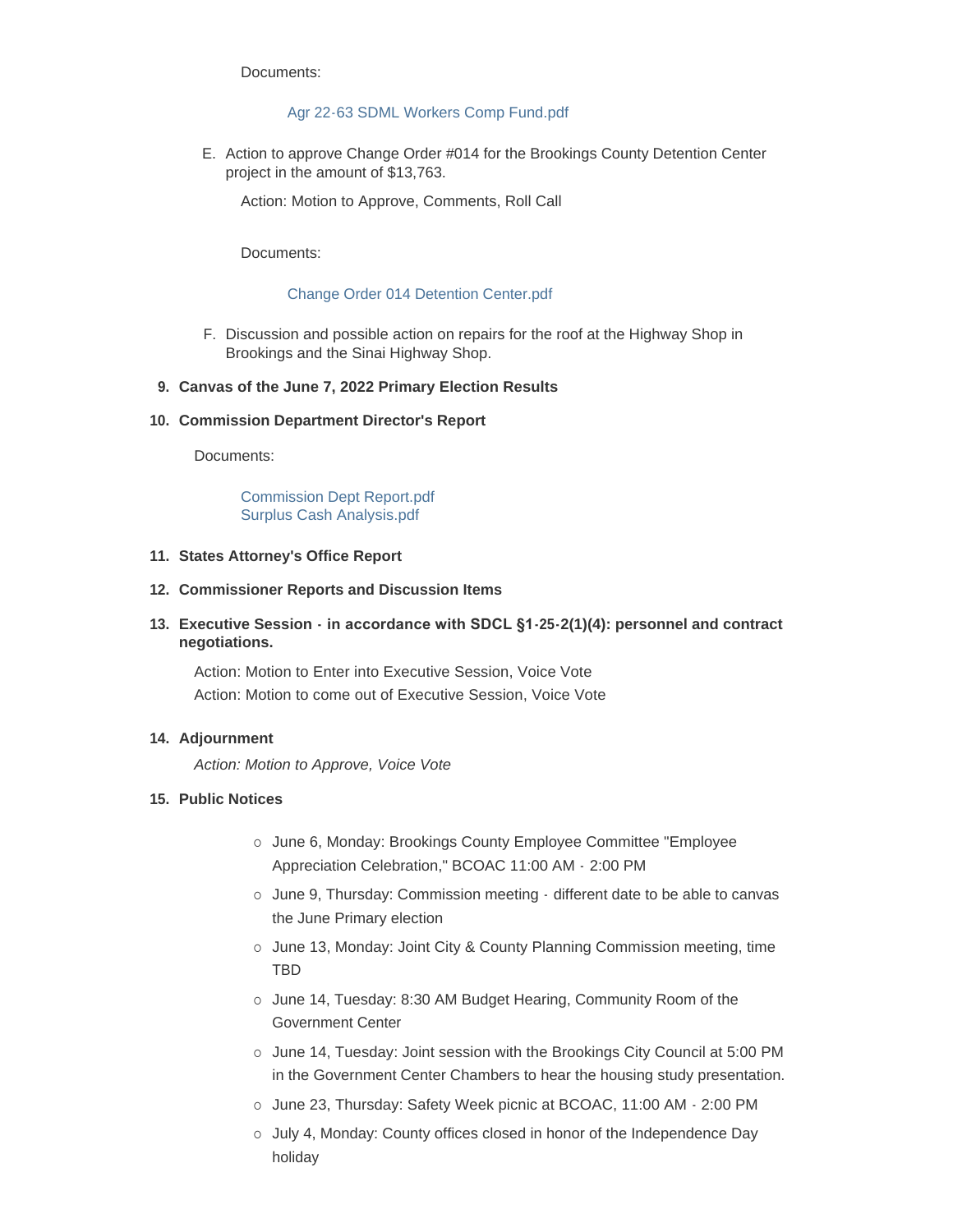Documents:

Agr 22-63 SDML Workers Comp Fund.pdf

E. Action to approve Change Order #014 for the Brookings County Detention Center project in the amount of $13,763.

   Action: Motion to Approve, Comments, Roll Call

   Documents:

   Change Order 014 Detention Center.pdf

F. Discussion and possible action on repairs for the roof at the Highway Shop in Brookings and the Sinai Highway Shop.

9. **Canvas of the June 7, 2022 Primary Election Results**

10. **Commission Department Director's Report**

    Documents:

    Commission Dept Report.pdf
    Surplus Cash Analysis.pdf

11. **States Attorney's Office Report**

12. **Commissioner Reports and Discussion Items**

13. **Executive Session - in accordance with SDCL §1-25-2(1)(4): personnel and contract negotiations.**

    Action: Motion to Enter into Executive Session, Voice Vote
    Action: Motion to come out of Executive Session, Voice Vote

14. **Adjournment**

    *Action: Motion to Approve, Voice Vote*

15. **Public Notices**

    - June 6, Monday: Brookings County Employee Committee "Employee Appreciation Celebration," BCOAC 11:00 AM - 2:00 PM
    - June 9, Thursday: Commission meeting - different date to be able to canvas the June Primary election
    - June 13, Monday: Joint City & County Planning Commission meeting, time TBD
    - June 14, Tuesday: 8:30 AM Budget Hearing, Community Room of the Government Center
    - June 14, Tuesday: Joint session with the Brookings City Council at 5:00 PM in the Government Center Chambers to hear the housing study presentation.
    - June 23, Thursday: Safety Week picnic at BCOAC, 11:00 AM - 2:00 PM
    - July 4, Monday: County offices closed in honor of the Independence Day holiday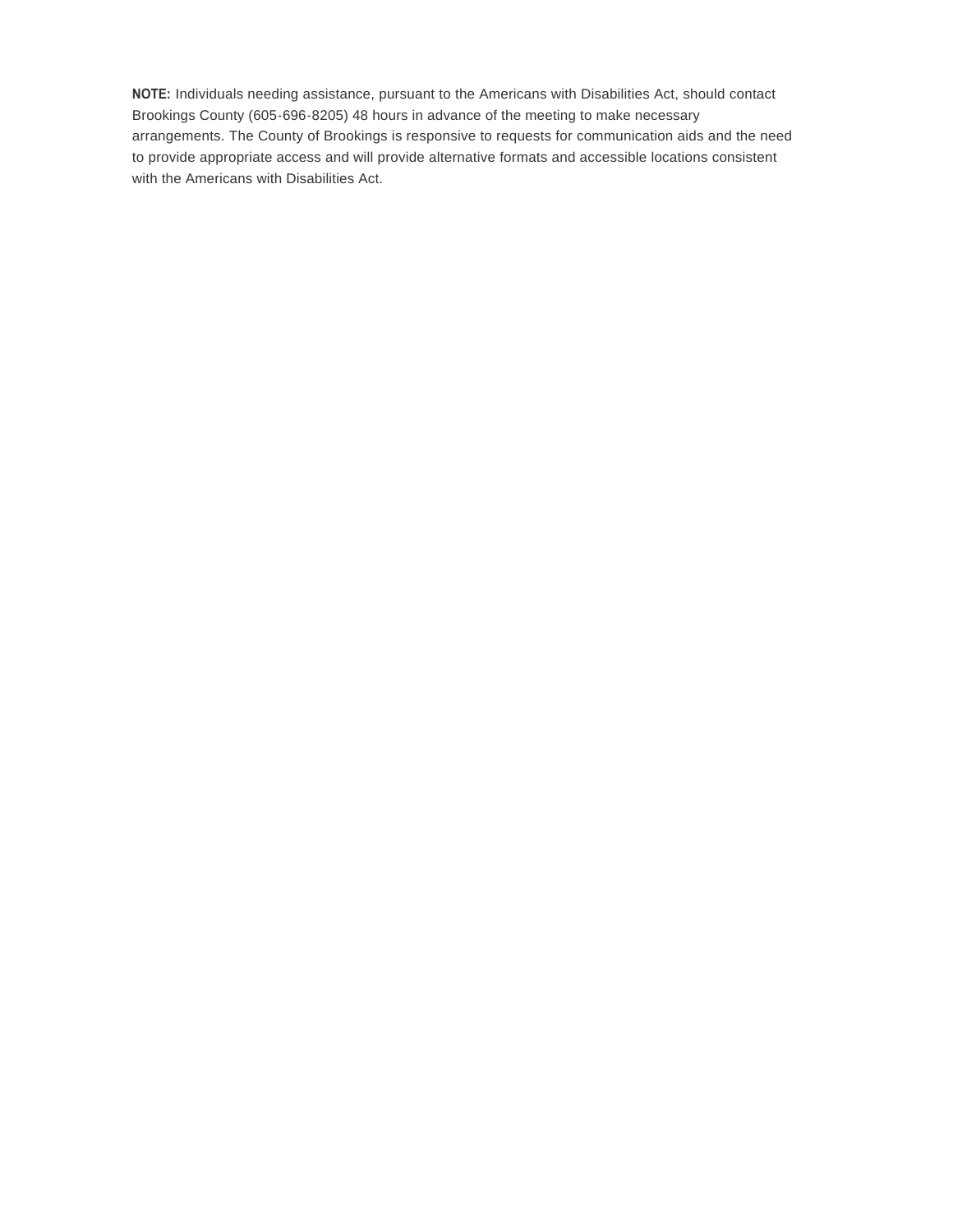**NOTE:** Individuals needing assistance, pursuant to the Americans with Disabilities Act, should contact Brookings County (605-696-8205) 48 hours in advance of the meeting to make necessary arrangements. The County of Brookings is responsive to requests for communication aids and the need to provide appropriate access and will provide alternative formats and accessible locations consistent with the Americans with Disabilities Act.